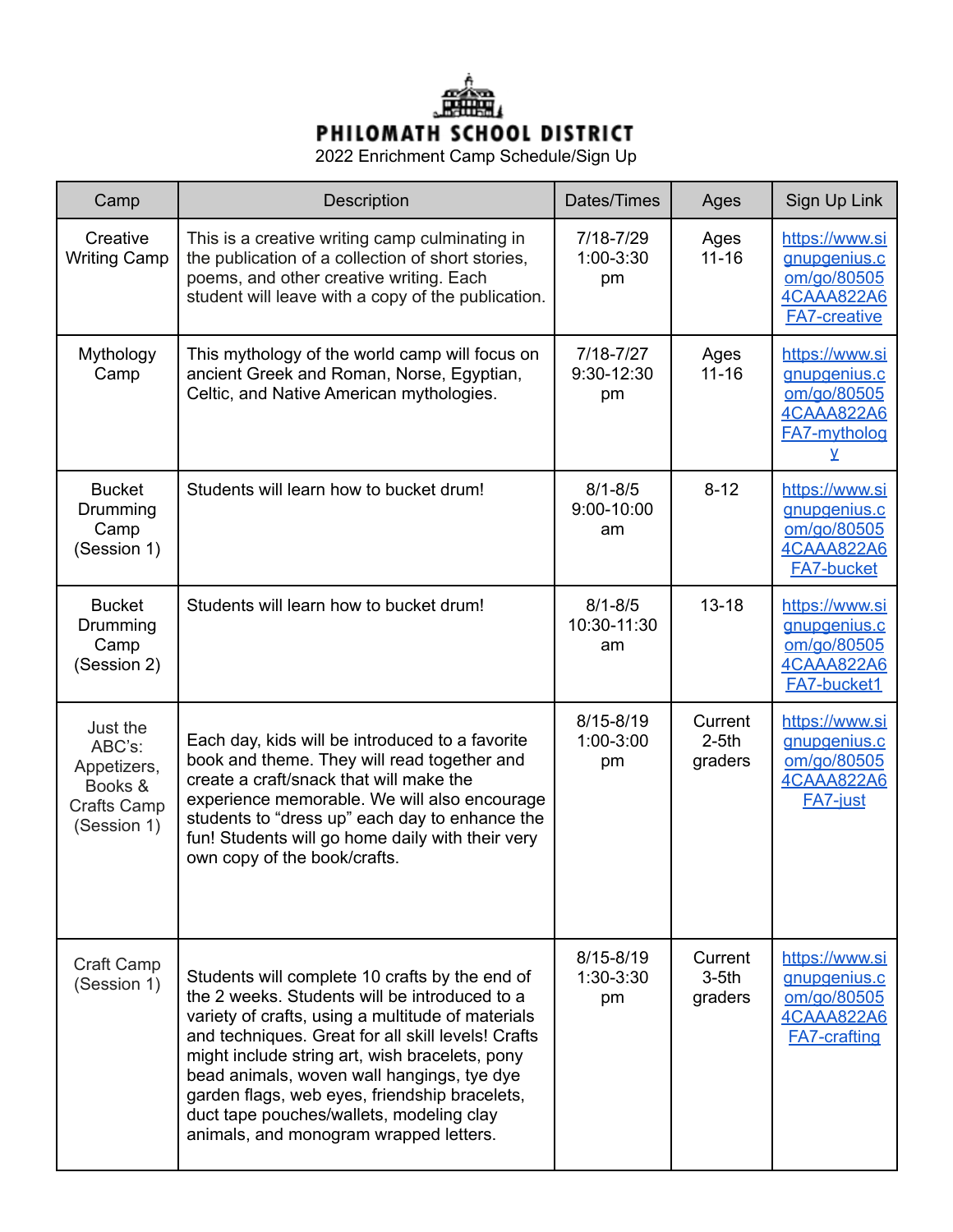# PHILOMATH SCHOOL DISTRICT

2022 Enrichment Camp Schedule/Sign Up

| Camp | Description | Dates/Times | Ages | Sign Up Link |
|---|---|---|---|---|
| Creative Writing Camp | This is a creative writing camp culminating in the publication of a collection of short stories, poems, and other creative writing. Each student will leave with a copy of the publication. | 7/18-7/29 1:00-3:30 pm | Ages 11-16 | https://www.signupgenius.com/go/805054CAAA822A6FA7-creative |
| Mythology Camp | This mythology of the world camp will focus on ancient Greek and Roman, Norse, Egyptian, Celtic, and Native American mythologies. | 7/18-7/27 9:30-12:30 pm | Ages 11-16 | https://www.signupgenius.com/go/805054CAAA822A6FA7-mythology |
| Bucket Drumming Camp (Session 1) | Students will learn how to bucket drum! | 8/1-8/5 9:00-10:00 am | 8-12 | https://www.signupgenius.com/go/805054CAAA822A6FA7-bucket |
| Bucket Drumming Camp (Session 2) | Students will learn how to bucket drum! | 8/1-8/5 10:30-11:30 am | 13-18 | https://www.signupgenius.com/go/805054CAAA822A6FA7-bucket1 |
| Just the ABC's: Appetizers, Books & Crafts Camp (Session 1) | Each day, kids will be introduced to a favorite book and theme. They will read together and create a craft/snack that will make the experience memorable. We will also encourage students to "dress up" each day to enhance the fun! Students will go home daily with their very own copy of the book/crafts. | 8/15-8/19 1:00-3:00 pm | Current 2-5th graders | https://www.signupgenius.com/go/805054CAAA822A6FA7-just |
| Craft Camp (Session 1) | Students will complete 10 crafts by the end of the 2 weeks. Students will be introduced to a variety of crafts, using a multitude of materials and techniques. Great for all skill levels! Crafts might include string art, wish bracelets, pony bead animals, woven wall hangings, tye dye garden flags, web eyes, friendship bracelets, duct tape pouches/wallets, modeling clay animals, and monogram wrapped letters. | 8/15-8/19 1:30-3:30 pm | Current 3-5th graders | https://www.signupgenius.com/go/805054CAAA822A6FA7-crafting |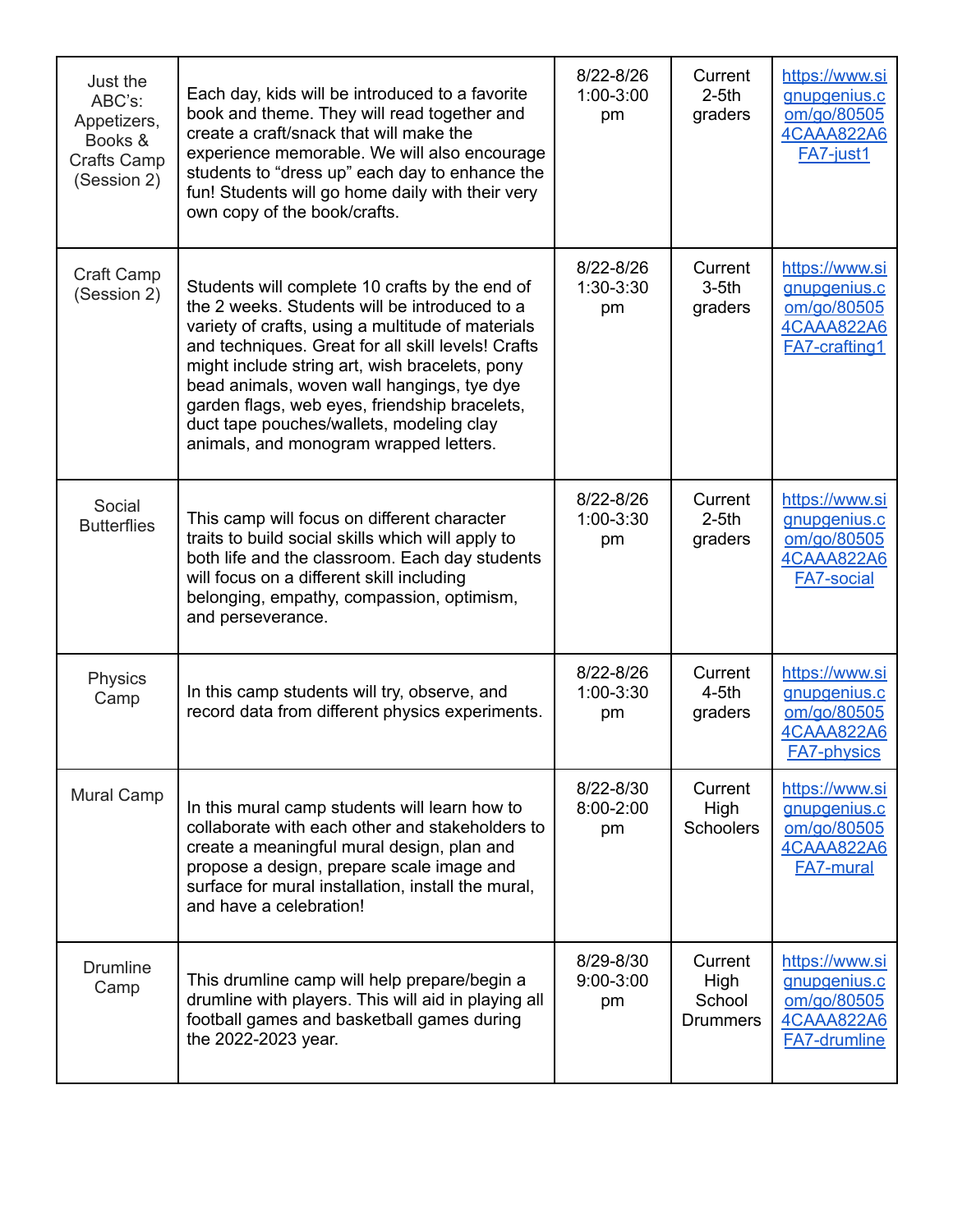| | | | | |
|---|---|---|---|---|
| Just the ABC's: Appetizers, Books & Crafts Camp (Session 2) | Each day, kids will be introduced to a favorite book and theme. They will read together and create a craft/snack that will make the experience memorable. We will also encourage students to "dress up" each day to enhance the fun! Students will go home daily with their very own copy of the book/crafts. | 8/22-8/26 1:00-3:00 pm | Current 2-5th graders | https://www.signupgenius.com/go/805054CAAA822A6FA7-just1 |
| Craft Camp (Session 2) | Students will complete 10 crafts by the end of the 2 weeks. Students will be introduced to a variety of crafts, using a multitude of materials and techniques. Great for all skill levels! Crafts might include string art, wish bracelets, pony bead animals, woven wall hangings, tye dye garden flags, web eyes, friendship bracelets, duct tape pouches/wallets, modeling clay animals, and monogram wrapped letters. | 8/22-8/26 1:30-3:30 pm | Current 3-5th graders | https://www.signupgenius.com/go/805054CAAA822A6FA7-crafting1 |
| Social Butterflies | This camp will focus on different character traits to build social skills which will apply to both life and the classroom. Each day students will focus on a different skill including belonging, empathy, compassion, optimism, and perseverance. | 8/22-8/26 1:00-3:30 pm | Current 2-5th graders | https://www.signupgenius.com/go/805054CAAA822A6FA7-social |
| Physics Camp | In this camp students will try, observe, and record data from different physics experiments. | 8/22-8/26 1:00-3:30 pm | Current 4-5th graders | https://www.signupgenius.com/go/805054CAAA822A6FA7-physics |
| Mural Camp | In this mural camp students will learn how to collaborate with each other and stakeholders to create a meaningful mural design, plan and propose a design, prepare scale image and surface for mural installation, install the mural, and have a celebration! | 8/22-8/30 8:00-2:00 pm | Current High Schoolers | https://www.signupgenius.com/go/805054CAAA822A6FA7-mural |
| Drumline Camp | This drumline camp will help prepare/begin a drumline with players. This will aid in playing all football games and basketball games during the 2022-2023 year. | 8/29-8/30 9:00-3:00 pm | Current High School Drummers | https://www.signupgenius.com/go/805054CAAA822A6FA7-drumline |